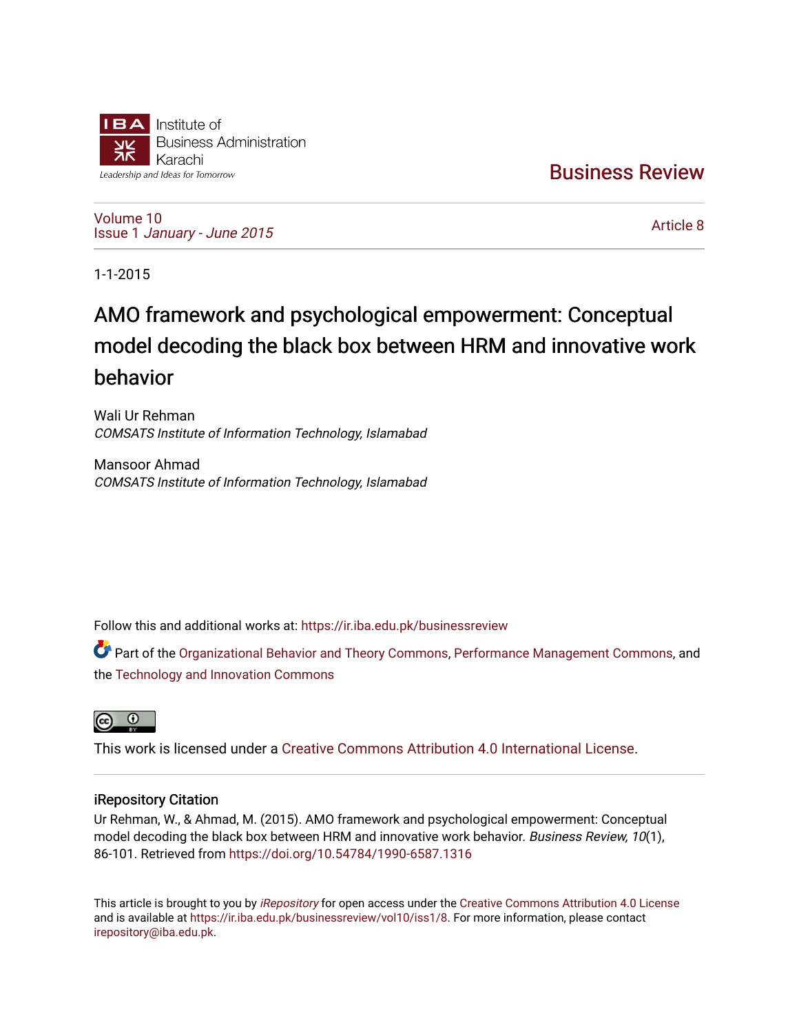Institute of Business Administration Karachi

Leadership and Ideas for Tomorrow

# Business Review

Volume 10
Issue 1 *January - June 2015*

Article 8

1-1-2015

# AMO framework and psychological empowerment: Conceptual model decoding the black box between HRM and innovative work behavior

Wali Ur Rehman
*COMSATS Institute of Information Technology, Islamabad*

Mansoor Ahmad
*COMSATS Institute of Information Technology, Islamabad*

Follow this and additional works at: https://ir.iba.edu.pk/businessreview

Part of the Organizational Behavior and Theory Commons, Performance Management Commons, and the Technology and Innovation Commons

This work is licensed under a Creative Commons Attribution 4.0 International License.

## iRepository Citation

Ur Rehman, W., & Ahmad, M. (2015). AMO framework and psychological empowerment: Conceptual model decoding the black box between HRM and innovative work behavior. *Business Review, 10*(1), 86-101. Retrieved from https://doi.org/10.54784/1990-6587.1316

This article is brought to you by *iRepository* for open access under the Creative Commons Attribution 4.0 License and is available at https://ir.iba.edu.pk/businessreview/vol10/iss1/8. For more information, please contact irepository@iba.edu.pk.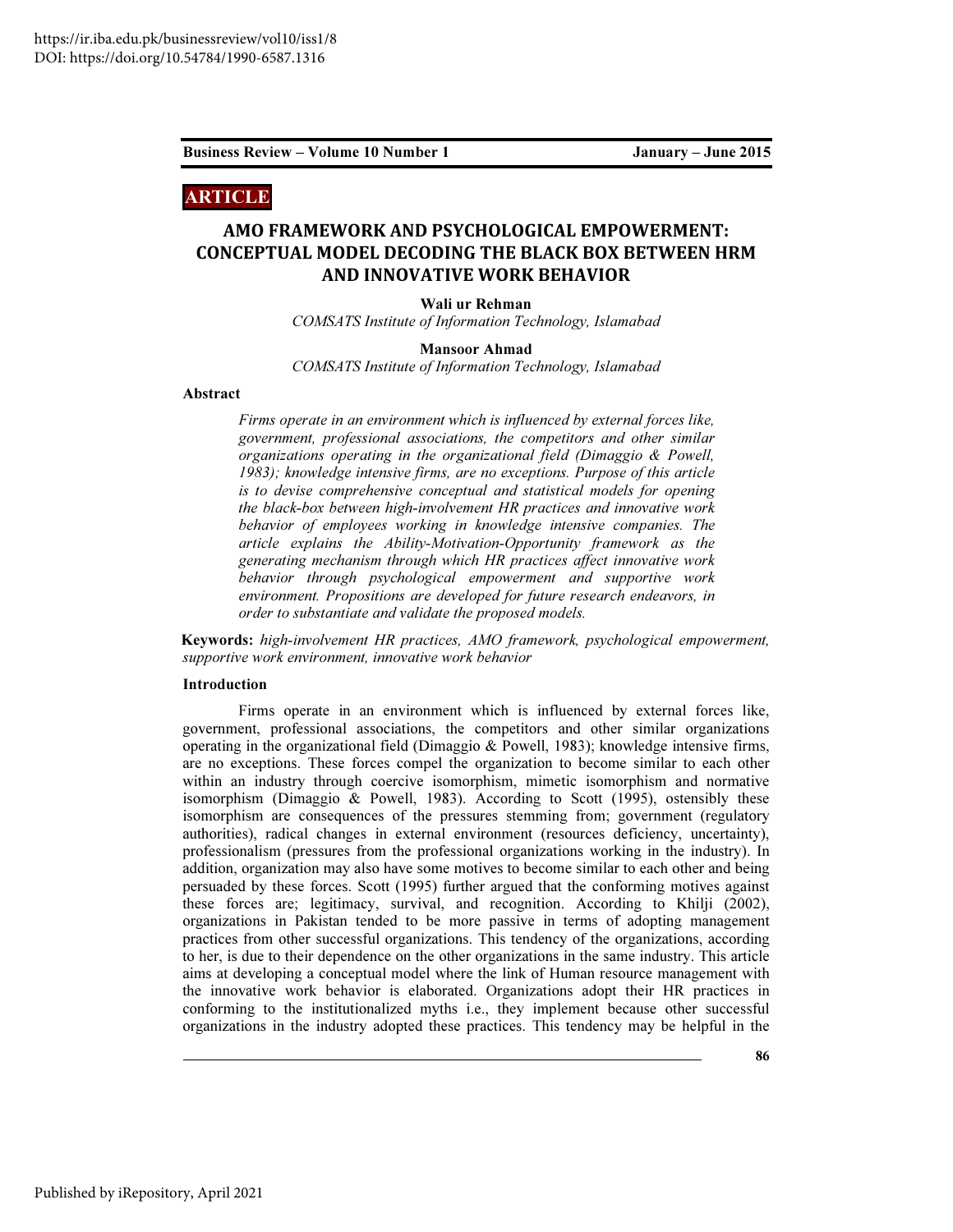https://ir.iba.edu.pk/businessreview/vol10/iss1/8
DOI: https://doi.org/10.54784/1990-6587.1316

**ARTICLE**

# AMO FRAMEWORK AND PSYCHOLOGICAL EMPOWERMENT: CONCEPTUAL MODEL DECODING THE BLACK BOX BETWEEN HRM AND INNOVATIVE WORK BEHAVIOR

**Wali ur Rehman**
*COMSATS Institute of Information Technology, Islamabad*

**Mansoor Ahmad**
*COMSATS Institute of Information Technology, Islamabad*

## Abstract

*Firms operate in an environment which is influenced by external forces like, government, professional associations, the competitors and other similar organizations operating in the organizational field (Dimaggio & Powell, 1983); knowledge intensive firms, are no exceptions. Purpose of this article is to devise comprehensive conceptual and statistical models for opening the black-box between high-involvement HR practices and innovative work behavior of employees working in knowledge intensive companies. The article explains the Ability-Motivation-Opportunity framework as the generating mechanism through which HR practices affect innovative work behavior through psychological empowerment and supportive work environment. Propositions are developed for future research endeavors, in order to substantiate and validate the proposed models.*

**Keywords:** *high-involvement HR practices, AMO framework, psychological empowerment, supportive work environment, innovative work behavior*

## Introduction

Firms operate in an environment which is influenced by external forces like, government, professional associations, the competitors and other similar organizations operating in the organizational field (Dimaggio & Powell, 1983); knowledge intensive firms, are no exceptions. These forces compel the organization to become similar to each other within an industry through coercive isomorphism, mimetic isomorphism and normative isomorphism (Dimaggio & Powell, 1983). According to Scott (1995), ostensibly these isomorphism are consequences of the pressures stemming from; government (regulatory authorities), radical changes in external environment (resources deficiency, uncertainty), professionalism (pressures from the professional organizations working in the industry). In addition, organization may also have some motives to become similar to each other and being persuaded by these forces. Scott (1995) further argued that the conforming motives against these forces are; legitimacy, survival, and recognition. According to Khilji (2002), organizations in Pakistan tended to be more passive in terms of adopting management practices from other successful organizations. This tendency of the organizations, according to her, is due to their dependence on the other organizations in the same industry. This article aims at developing a conceptual model where the link of Human resource management with the innovative work behavior is elaborated. Organizations adopt their HR practices in conforming to the institutionalized myths i.e., they implement because other successful organizations in the industry adopted these practices. This tendency may be helpful in the

Published by iRepository, April 2021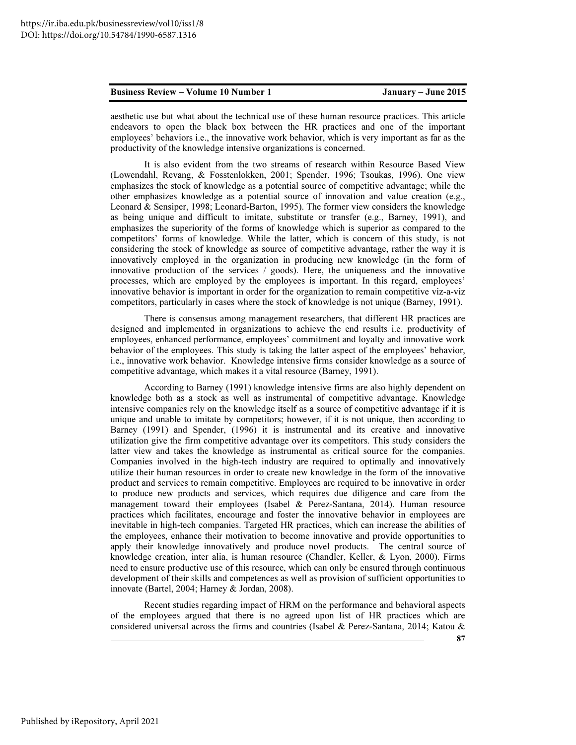aesthetic use but what about the technical use of these human resource practices. This article endeavors to open the black box between the HR practices and one of the important employees' behaviors i.e., the innovative work behavior, which is very important as far as the productivity of the knowledge intensive organizations is concerned.

It is also evident from the two streams of research within Resource Based View (Lowendahl, Revang, & Fosstenlokken, 2001; Spender, 1996; Tsoukas, 1996). One view emphasizes the stock of knowledge as a potential source of competitive advantage; while the other emphasizes knowledge as a potential source of innovation and value creation (e.g., Leonard & Sensiper, 1998; Leonard-Barton, 1995). The former view considers the knowledge as being unique and difficult to imitate, substitute or transfer (e.g., Barney, 1991), and emphasizes the superiority of the forms of knowledge which is superior as compared to the competitors' forms of knowledge. While the latter, which is concern of this study, is not considering the stock of knowledge as source of competitive advantage, rather the way it is innovatively employed in the organization in producing new knowledge (in the form of innovative production of the services / goods). Here, the uniqueness and the innovative processes, which are employed by the employees is important. In this regard, employees' innovative behavior is important in order for the organization to remain competitive viz-a-viz competitors, particularly in cases where the stock of knowledge is not unique (Barney, 1991).

There is consensus among management researchers, that different HR practices are designed and implemented in organizations to achieve the end results i.e. productivity of employees, enhanced performance, employees' commitment and loyalty and innovative work behavior of the employees. This study is taking the latter aspect of the employees' behavior, i.e., innovative work behavior. Knowledge intensive firms consider knowledge as a source of competitive advantage, which makes it a vital resource (Barney, 1991).

According to Barney (1991) knowledge intensive firms are also highly dependent on knowledge both as a stock as well as instrumental of competitive advantage. Knowledge intensive companies rely on the knowledge itself as a source of competitive advantage if it is unique and unable to imitate by competitors; however, if it is not unique, then according to Barney (1991) and Spender, (1996) it is instrumental and its creative and innovative utilization give the firm competitive advantage over its competitors. This study considers the latter view and takes the knowledge as instrumental as critical source for the companies. Companies involved in the high-tech industry are required to optimally and innovatively utilize their human resources in order to create new knowledge in the form of the innovative product and services to remain competitive. Employees are required to be innovative in order to produce new products and services, which requires due diligence and care from the management toward their employees (Isabel & Perez-Santana, 2014). Human resource practices which facilitates, encourage and foster the innovative behavior in employees are inevitable in high-tech companies. Targeted HR practices, which can increase the abilities of the employees, enhance their motivation to become innovative and provide opportunities to apply their knowledge innovatively and produce novel products. The central source of knowledge creation, inter alia, is human resource (Chandler, Keller, & Lyon, 2000). Firms need to ensure productive use of this resource, which can only be ensured through continuous development of their skills and competences as well as provision of sufficient opportunities to innovate (Bartel, 2004; Harney & Jordan, 2008).

Recent studies regarding impact of HRM on the performance and behavioral aspects of the employees argued that there is no agreed upon list of HR practices which are considered universal across the firms and countries (Isabel & Perez-Santana, 2014; Katou &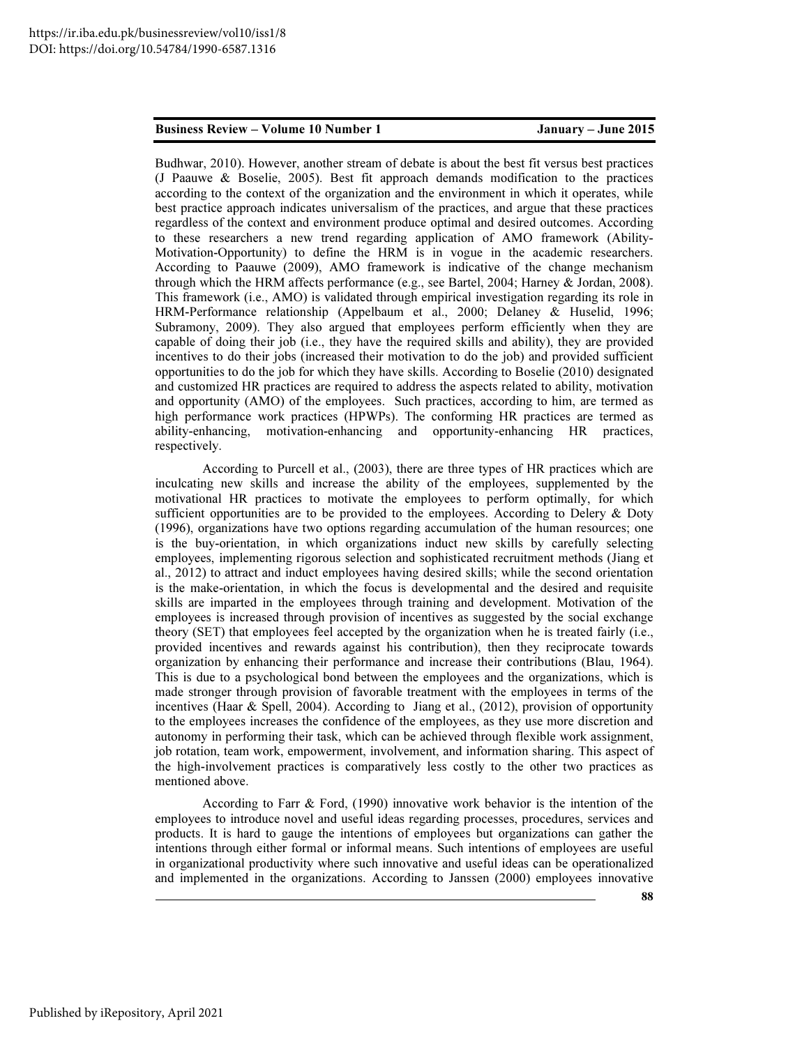Budhwar, 2010). However, another stream of debate is about the best fit versus best practices (J Paauwe & Boselie, 2005). Best fit approach demands modification to the practices according to the context of the organization and the environment in which it operates, while best practice approach indicates universalism of the practices, and argue that these practices regardless of the context and environment produce optimal and desired outcomes. According to these researchers a new trend regarding application of AMO framework (Ability-Motivation-Opportunity) to define the HRM is in vogue in the academic researchers. According to Paauwe (2009), AMO framework is indicative of the change mechanism through which the HRM affects performance (e.g., see Bartel, 2004; Harney & Jordan, 2008). This framework (i.e., AMO) is validated through empirical investigation regarding its role in HRM-Performance relationship (Appelbaum et al., 2000; Delaney & Huselid, 1996; Subramony, 2009). They also argued that employees perform efficiently when they are capable of doing their job (i.e., they have the required skills and ability), they are provided incentives to do their jobs (increased their motivation to do the job) and provided sufficient opportunities to do the job for which they have skills. According to Boselie (2010) designated and customized HR practices are required to address the aspects related to ability, motivation and opportunity (AMO) of the employees. Such practices, according to him, are termed as high performance work practices (HPWPs). The conforming HR practices are termed as ability-enhancing, motivation-enhancing and opportunity-enhancing HR practices, respectively.

According to Purcell et al., (2003), there are three types of HR practices which are inculcating new skills and increase the ability of the employees, supplemented by the motivational HR practices to motivate the employees to perform optimally, for which sufficient opportunities are to be provided to the employees. According to Delery & Doty (1996), organizations have two options regarding accumulation of the human resources; one is the buy-orientation, in which organizations induct new skills by carefully selecting employees, implementing rigorous selection and sophisticated recruitment methods (Jiang et al., 2012) to attract and induct employees having desired skills; while the second orientation is the make-orientation, in which the focus is developmental and the desired and requisite skills are imparted in the employees through training and development. Motivation of the employees is increased through provision of incentives as suggested by the social exchange theory (SET) that employees feel accepted by the organization when he is treated fairly (i.e., provided incentives and rewards against his contribution), then they reciprocate towards organization by enhancing their performance and increase their contributions (Blau, 1964). This is due to a psychological bond between the employees and the organizations, which is made stronger through provision of favorable treatment with the employees in terms of the incentives (Haar & Spell, 2004). According to Jiang et al., (2012), provision of opportunity to the employees increases the confidence of the employees, as they use more discretion and autonomy in performing their task, which can be achieved through flexible work assignment, job rotation, team work, empowerment, involvement, and information sharing. This aspect of the high-involvement practices is comparatively less costly to the other two practices as mentioned above.

According to Farr & Ford, (1990) innovative work behavior is the intention of the employees to introduce novel and useful ideas regarding processes, procedures, services and products. It is hard to gauge the intentions of employees but organizations can gather the intentions through either formal or informal means. Such intentions of employees are useful in organizational productivity where such innovative and useful ideas can be operationalized and implemented in the organizations. According to Janssen (2000) employees innovative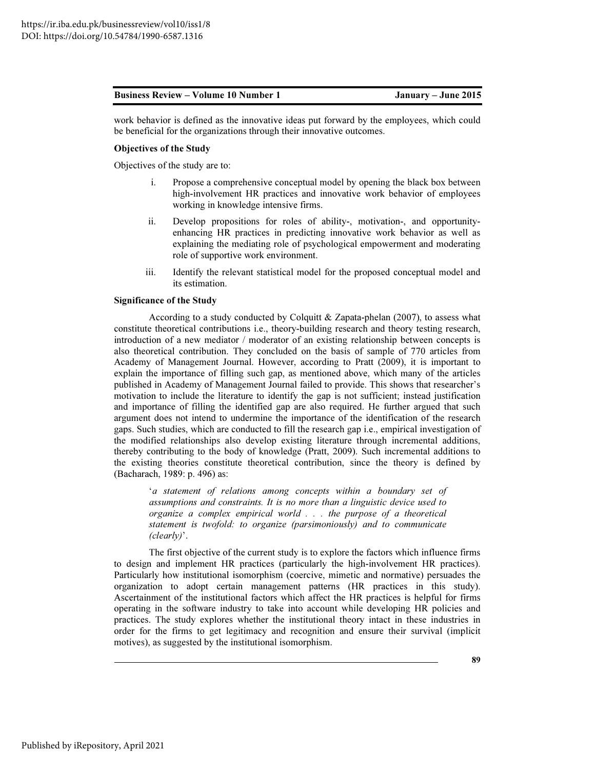work behavior is defined as the innovative ideas put forward by the employees, which could be beneficial for the organizations through their innovative outcomes.

**Objectives of the Study**

Objectives of the study are to:

i. Propose a comprehensive conceptual model by opening the black box between high-involvement HR practices and innovative work behavior of employees working in knowledge intensive firms.

ii. Develop propositions for roles of ability-, motivation-, and opportunity-enhancing HR practices in predicting innovative work behavior as well as explaining the mediating role of psychological empowerment and moderating role of supportive work environment.

iii. Identify the relevant statistical model for the proposed conceptual model and its estimation.

**Significance of the Study**

According to a study conducted by Colquitt & Zapata-phelan (2007), to assess what constitute theoretical contributions i.e., theory-building research and theory testing research, introduction of a new mediator / moderator of an existing relationship between concepts is also theoretical contribution. They concluded on the basis of sample of 770 articles from Academy of Management Journal. However, according to Pratt (2009), it is important to explain the importance of filling such gap, as mentioned above, which many of the articles published in Academy of Management Journal failed to provide. This shows that researcher's motivation to include the literature to identify the gap is not sufficient; instead justification and importance of filling the identified gap are also required. He further argued that such argument does not intend to undermine the importance of the identification of the research gaps. Such studies, which are conducted to fill the research gap i.e., empirical investigation of the modified relationships also develop existing literature through incremental additions, thereby contributing to the body of knowledge (Pratt, 2009). Such incremental additions to the existing theories constitute theoretical contribution, since the theory is defined by (Bacharach, 1989: p. 496) as:

> '*a statement of relations among concepts within a boundary set of assumptions and constraints. It is no more than a linguistic device used to organize a complex empirical world . . . the purpose of a theoretical statement is twofold: to organize (parsimoniously) and to communicate (clearly)*'.

The first objective of the current study is to explore the factors which influence firms to design and implement HR practices (particularly the high-involvement HR practices). Particularly how institutional isomorphism (coercive, mimetic and normative) persuades the organization to adopt certain management patterns (HR practices in this study). Ascertainment of the institutional factors which affect the HR practices is helpful for firms operating in the software industry to take into account while developing HR policies and practices. The study explores whether the institutional theory intact in these industries in order for the firms to get legitimacy and recognition and ensure their survival (implicit motives), as suggested by the institutional isomorphism.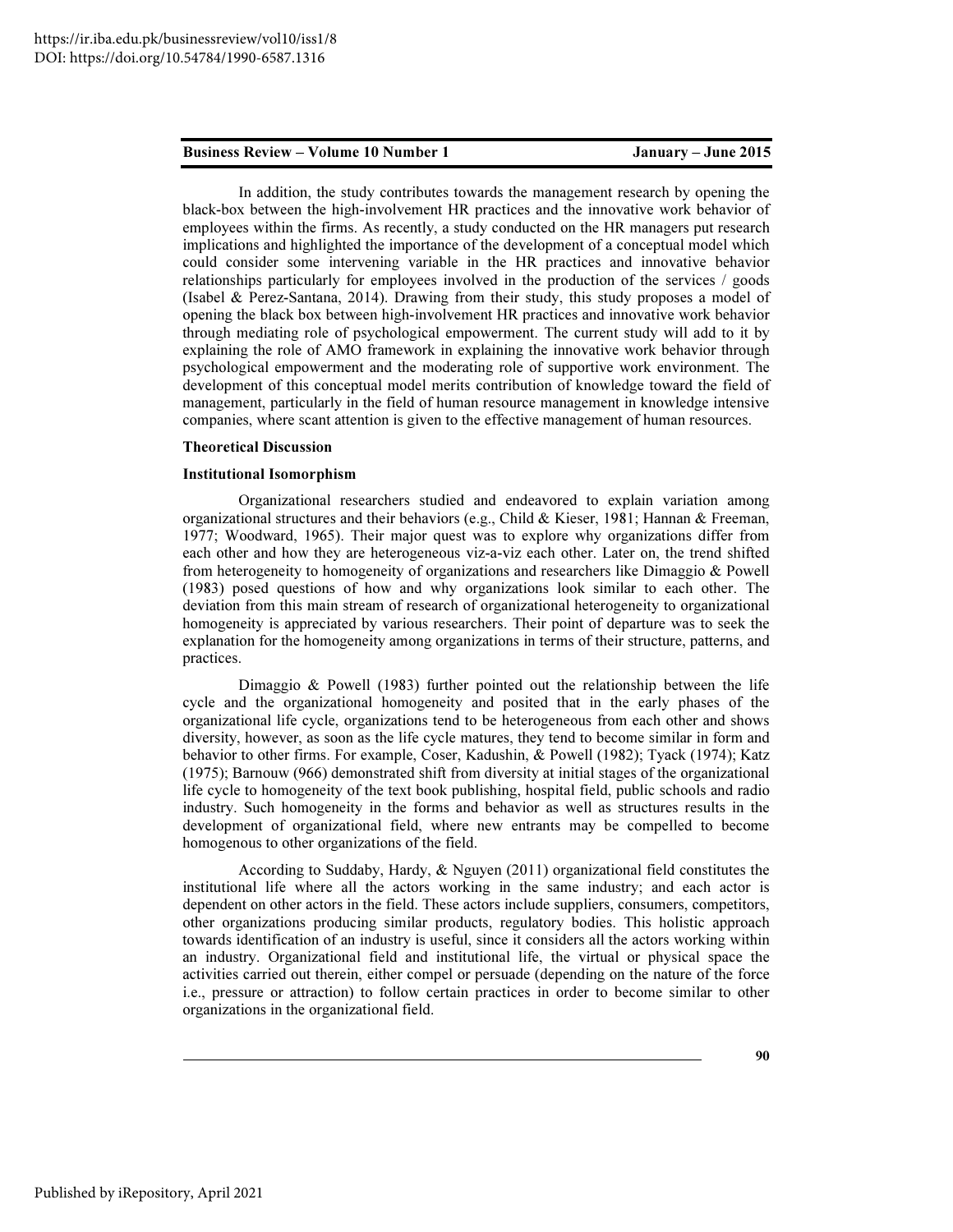In addition, the study contributes towards the management research by opening the black-box between the high-involvement HR practices and the innovative work behavior of employees within the firms. As recently, a study conducted on the HR managers put research implications and highlighted the importance of the development of a conceptual model which could consider some intervening variable in the HR practices and innovative behavior relationships particularly for employees involved in the production of the services / goods (Isabel & Perez-Santana, 2014). Drawing from their study, this study proposes a model of opening the black box between high-involvement HR practices and innovative work behavior through mediating role of psychological empowerment. The current study will add to it by explaining the role of AMO framework in explaining the innovative work behavior through psychological empowerment and the moderating role of supportive work environment. The development of this conceptual model merits contribution of knowledge toward the field of management, particularly in the field of human resource management in knowledge intensive companies, where scant attention is given to the effective management of human resources.

## Theoretical Discussion

### Institutional Isomorphism

Organizational researchers studied and endeavored to explain variation among organizational structures and their behaviors (e.g., Child & Kieser, 1981; Hannan & Freeman, 1977; Woodward, 1965). Their major quest was to explore why organizations differ from each other and how they are heterogeneous viz-a-viz each other. Later on, the trend shifted from heterogeneity to homogeneity of organizations and researchers like Dimaggio & Powell (1983) posed questions of how and why organizations look similar to each other. The deviation from this main stream of research of organizational heterogeneity to organizational homogeneity is appreciated by various researchers. Their point of departure was to seek the explanation for the homogeneity among organizations in terms of their structure, patterns, and practices.

Dimaggio & Powell (1983) further pointed out the relationship between the life cycle and the organizational homogeneity and posited that in the early phases of the organizational life cycle, organizations tend to be heterogeneous from each other and shows diversity, however, as soon as the life cycle matures, they tend to become similar in form and behavior to other firms. For example, Coser, Kadushin, & Powell (1982); Tyack (1974); Katz (1975); Barnouw (966) demonstrated shift from diversity at initial stages of the organizational life cycle to homogeneity of the text book publishing, hospital field, public schools and radio industry. Such homogeneity in the forms and behavior as well as structures results in the development of organizational field, where new entrants may be compelled to become homogenous to other organizations of the field.

According to Suddaby, Hardy, & Nguyen (2011) organizational field constitutes the institutional life where all the actors working in the same industry; and each actor is dependent on other actors in the field. These actors include suppliers, consumers, competitors, other organizations producing similar products, regulatory bodies. This holistic approach towards identification of an industry is useful, since it considers all the actors working within an industry. Organizational field and institutional life, the virtual or physical space the activities carried out therein, either compel or persuade (depending on the nature of the force i.e., pressure or attraction) to follow certain practices in order to become similar to other organizations in the organizational field.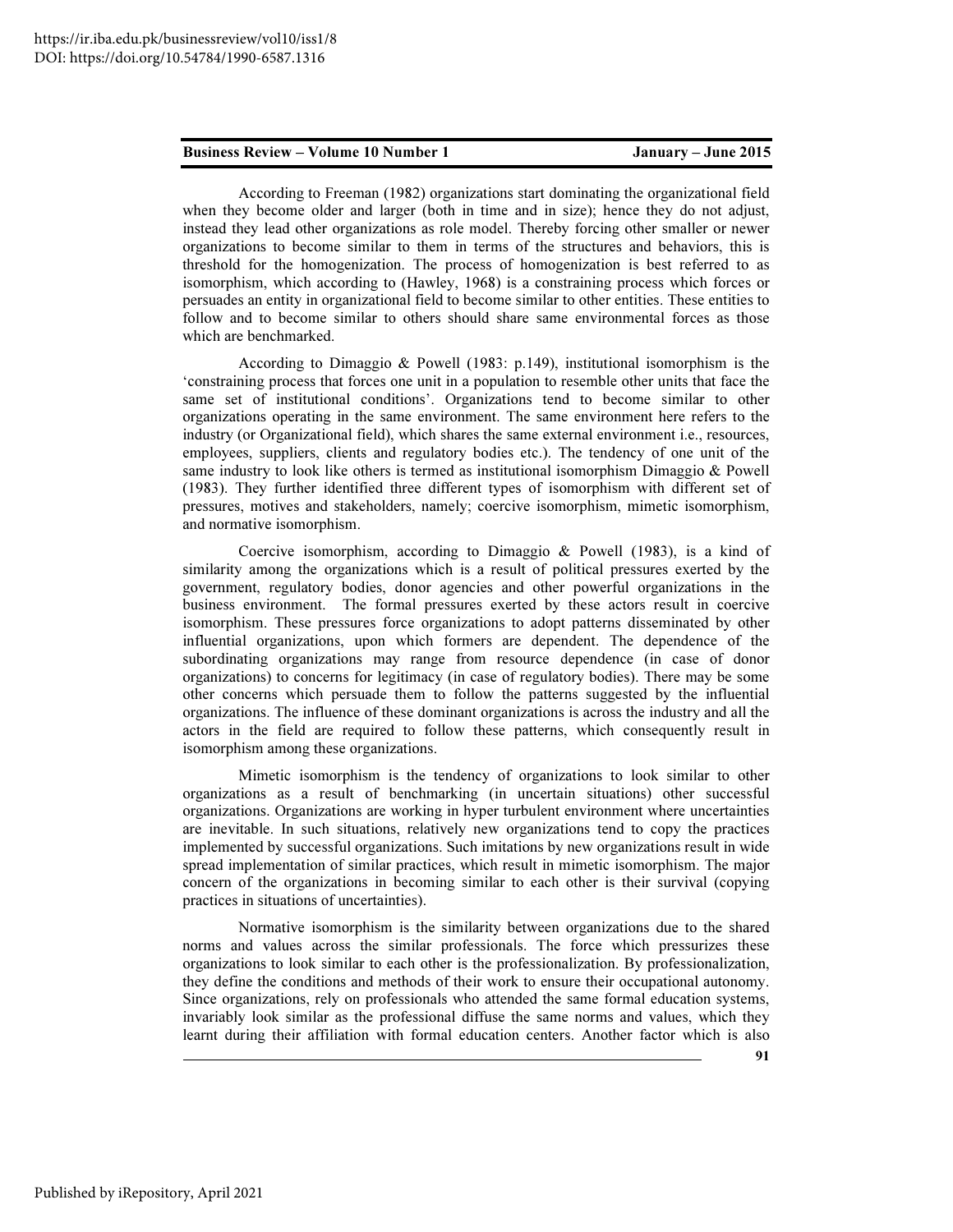According to Freeman (1982) organizations start dominating the organizational field when they become older and larger (both in time and in size); hence they do not adjust, instead they lead other organizations as role model. Thereby forcing other smaller or newer organizations to become similar to them in terms of the structures and behaviors, this is threshold for the homogenization. The process of homogenization is best referred to as isomorphism, which according to (Hawley, 1968) is a constraining process which forces or persuades an entity in organizational field to become similar to other entities. These entities to follow and to become similar to others should share same environmental forces as those which are benchmarked.

According to Dimaggio & Powell (1983: p.149), institutional isomorphism is the 'constraining process that forces one unit in a population to resemble other units that face the same set of institutional conditions'. Organizations tend to become similar to other organizations operating in the same environment. The same environment here refers to the industry (or Organizational field), which shares the same external environment i.e., resources, employees, suppliers, clients and regulatory bodies etc.). The tendency of one unit of the same industry to look like others is termed as institutional isomorphism Dimaggio & Powell (1983). They further identified three different types of isomorphism with different set of pressures, motives and stakeholders, namely; coercive isomorphism, mimetic isomorphism, and normative isomorphism.

Coercive isomorphism, according to Dimaggio & Powell (1983), is a kind of similarity among the organizations which is a result of political pressures exerted by the government, regulatory bodies, donor agencies and other powerful organizations in the business environment. The formal pressures exerted by these actors result in coercive isomorphism. These pressures force organizations to adopt patterns disseminated by other influential organizations, upon which formers are dependent. The dependence of the subordinating organizations may range from resource dependence (in case of donor organizations) to concerns for legitimacy (in case of regulatory bodies). There may be some other concerns which persuade them to follow the patterns suggested by the influential organizations. The influence of these dominant organizations is across the industry and all the actors in the field are required to follow these patterns, which consequently result in isomorphism among these organizations.

Mimetic isomorphism is the tendency of organizations to look similar to other organizations as a result of benchmarking (in uncertain situations) other successful organizations. Organizations are working in hyper turbulent environment where uncertainties are inevitable. In such situations, relatively new organizations tend to copy the practices implemented by successful organizations. Such imitations by new organizations result in wide spread implementation of similar practices, which result in mimetic isomorphism. The major concern of the organizations in becoming similar to each other is their survival (copying practices in situations of uncertainties).

Normative isomorphism is the similarity between organizations due to the shared norms and values across the similar professionals. The force which pressurizes these organizations to look similar to each other is the professionalization. By professionalization, they define the conditions and methods of their work to ensure their occupational autonomy. Since organizations, rely on professionals who attended the same formal education systems, invariably look similar as the professional diffuse the same norms and values, which they learnt during their affiliation with formal education centers. Another factor which is also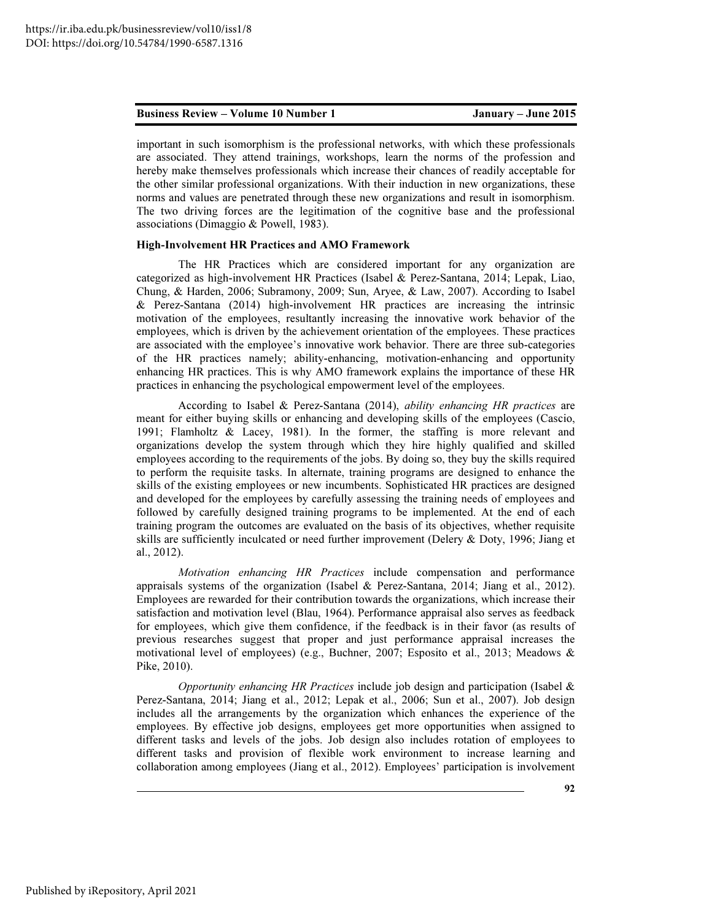important in such isomorphism is the professional networks, with which these professionals are associated. They attend trainings, workshops, learn the norms of the profession and hereby make themselves professionals which increase their chances of readily acceptable for the other similar professional organizations. With their induction in new organizations, these norms and values are penetrated through these new organizations and result in isomorphism. The two driving forces are the legitimation of the cognitive base and the professional associations (Dimaggio & Powell, 1983).

### High-Involvement HR Practices and AMO Framework

The HR Practices which are considered important for any organization are categorized as high-involvement HR Practices (Isabel & Perez-Santana, 2014; Lepak, Liao, Chung, & Harden, 2006; Subramony, 2009; Sun, Aryee, & Law, 2007). According to Isabel & Perez-Santana (2014) high-involvement HR practices are increasing the intrinsic motivation of the employees, resultantly increasing the innovative work behavior of the employees, which is driven by the achievement orientation of the employees. These practices are associated with the employee's innovative work behavior. There are three sub-categories of the HR practices namely; ability-enhancing, motivation-enhancing and opportunity enhancing HR practices. This is why AMO framework explains the importance of these HR practices in enhancing the psychological empowerment level of the employees.

According to Isabel & Perez-Santana (2014), *ability enhancing HR practices* are meant for either buying skills or enhancing and developing skills of the employees (Cascio, 1991; Flamholtz & Lacey, 1981). In the former, the staffing is more relevant and organizations develop the system through which they hire highly qualified and skilled employees according to the requirements of the jobs. By doing so, they buy the skills required to perform the requisite tasks. In alternate, training programs are designed to enhance the skills of the existing employees or new incumbents. Sophisticated HR practices are designed and developed for the employees by carefully assessing the training needs of employees and followed by carefully designed training programs to be implemented. At the end of each training program the outcomes are evaluated on the basis of its objectives, whether requisite skills are sufficiently inculcated or need further improvement (Delery & Doty, 1996; Jiang et al., 2012).

*Motivation enhancing HR Practices* include compensation and performance appraisals systems of the organization (Isabel & Perez-Santana, 2014; Jiang et al., 2012). Employees are rewarded for their contribution towards the organizations, which increase their satisfaction and motivation level (Blau, 1964). Performance appraisal also serves as feedback for employees, which give them confidence, if the feedback is in their favor (as results of previous researches suggest that proper and just performance appraisal increases the motivational level of employees) (e.g., Buchner, 2007; Esposito et al., 2013; Meadows & Pike, 2010).

*Opportunity enhancing HR Practices* include job design and participation (Isabel & Perez-Santana, 2014; Jiang et al., 2012; Lepak et al., 2006; Sun et al., 2007). Job design includes all the arrangements by the organization which enhances the experience of the employees. By effective job designs, employees get more opportunities when assigned to different tasks and levels of the jobs. Job design also includes rotation of employees to different tasks and provision of flexible work environment to increase learning and collaboration among employees (Jiang et al., 2012). Employees' participation is involvement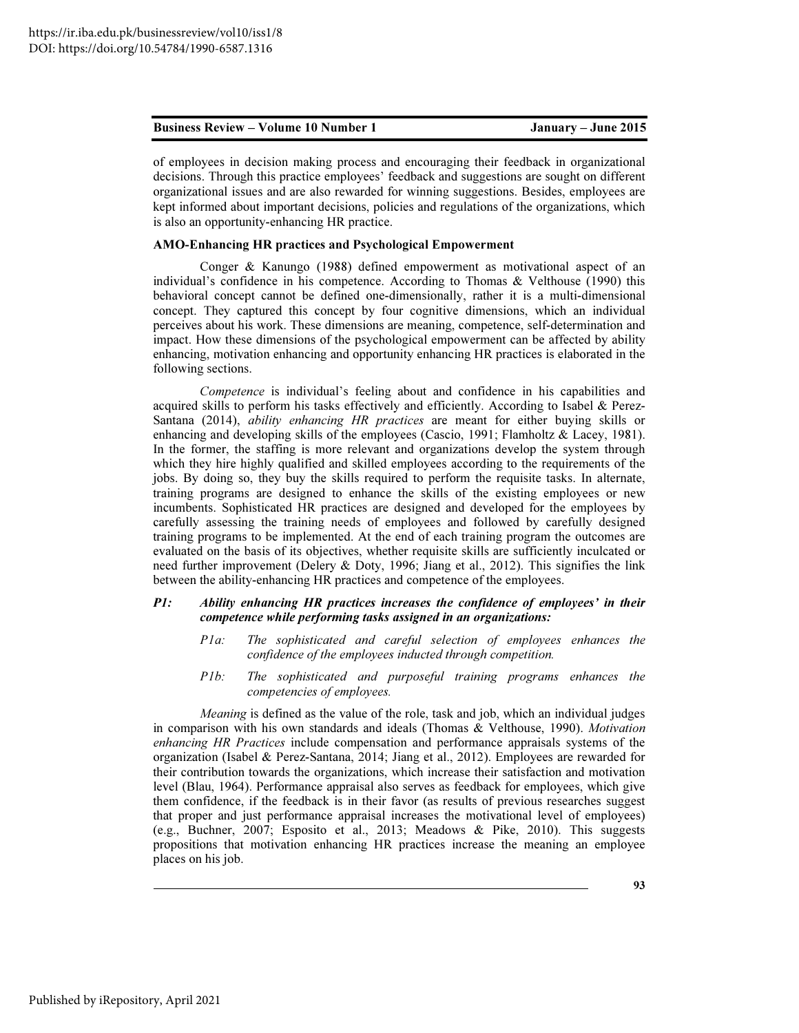of employees in decision making process and encouraging their feedback in organizational decisions. Through this practice employees' feedback and suggestions are sought on different organizational issues and are also rewarded for winning suggestions. Besides, employees are kept informed about important decisions, policies and regulations of the organizations, which is also an opportunity-enhancing HR practice.

**AMO-Enhancing HR practices and Psychological Empowerment**

Conger & Kanungo (1988) defined empowerment as motivational aspect of an individual's confidence in his competence. According to Thomas & Velthouse (1990) this behavioral concept cannot be defined one-dimensionally, rather it is a multi-dimensional concept. They captured this concept by four cognitive dimensions, which an individual perceives about his work. These dimensions are meaning, competence, self-determination and impact. How these dimensions of the psychological empowerment can be affected by ability enhancing, motivation enhancing and opportunity enhancing HR practices is elaborated in the following sections.

*Competence* is individual's feeling about and confidence in his capabilities and acquired skills to perform his tasks effectively and efficiently. According to Isabel & Perez-Santana (2014), *ability enhancing HR practices* are meant for either buying skills or enhancing and developing skills of the employees (Cascio, 1991; Flamholtz & Lacey, 1981). In the former, the staffing is more relevant and organizations develop the system through which they hire highly qualified and skilled employees according to the requirements of the jobs. By doing so, they buy the skills required to perform the requisite tasks. In alternate, training programs are designed to enhance the skills of the existing employees or new incumbents. Sophisticated HR practices are designed and developed for the employees by carefully assessing the training needs of employees and followed by carefully designed training programs to be implemented. At the end of each training program the outcomes are evaluated on the basis of its objectives, whether requisite skills are sufficiently inculcated or need further improvement (Delery & Doty, 1996; Jiang et al., 2012). This signifies the link between the ability-enhancing HR practices and competence of the employees.

***P1: Ability enhancing HR practices increases the confidence of employees' in their competence while performing tasks assigned in an organizations:***

> *P1a: The sophisticated and careful selection of employees enhances the confidence of the employees inducted through competition.*
>
> *P1b: The sophisticated and purposeful training programs enhances the competencies of employees.*

*Meaning* is defined as the value of the role, task and job, which an individual judges in comparison with his own standards and ideals (Thomas & Velthouse, 1990). *Motivation enhancing HR Practices* include compensation and performance appraisals systems of the organization (Isabel & Perez-Santana, 2014; Jiang et al., 2012). Employees are rewarded for their contribution towards the organizations, which increase their satisfaction and motivation level (Blau, 1964). Performance appraisal also serves as feedback for employees, which give them confidence, if the feedback is in their favor (as results of previous researches suggest that proper and just performance appraisal increases the motivational level of employees) (e.g., Buchner, 2007; Esposito et al., 2013; Meadows & Pike, 2010). This suggests propositions that motivation enhancing HR practices increase the meaning an employee places on his job.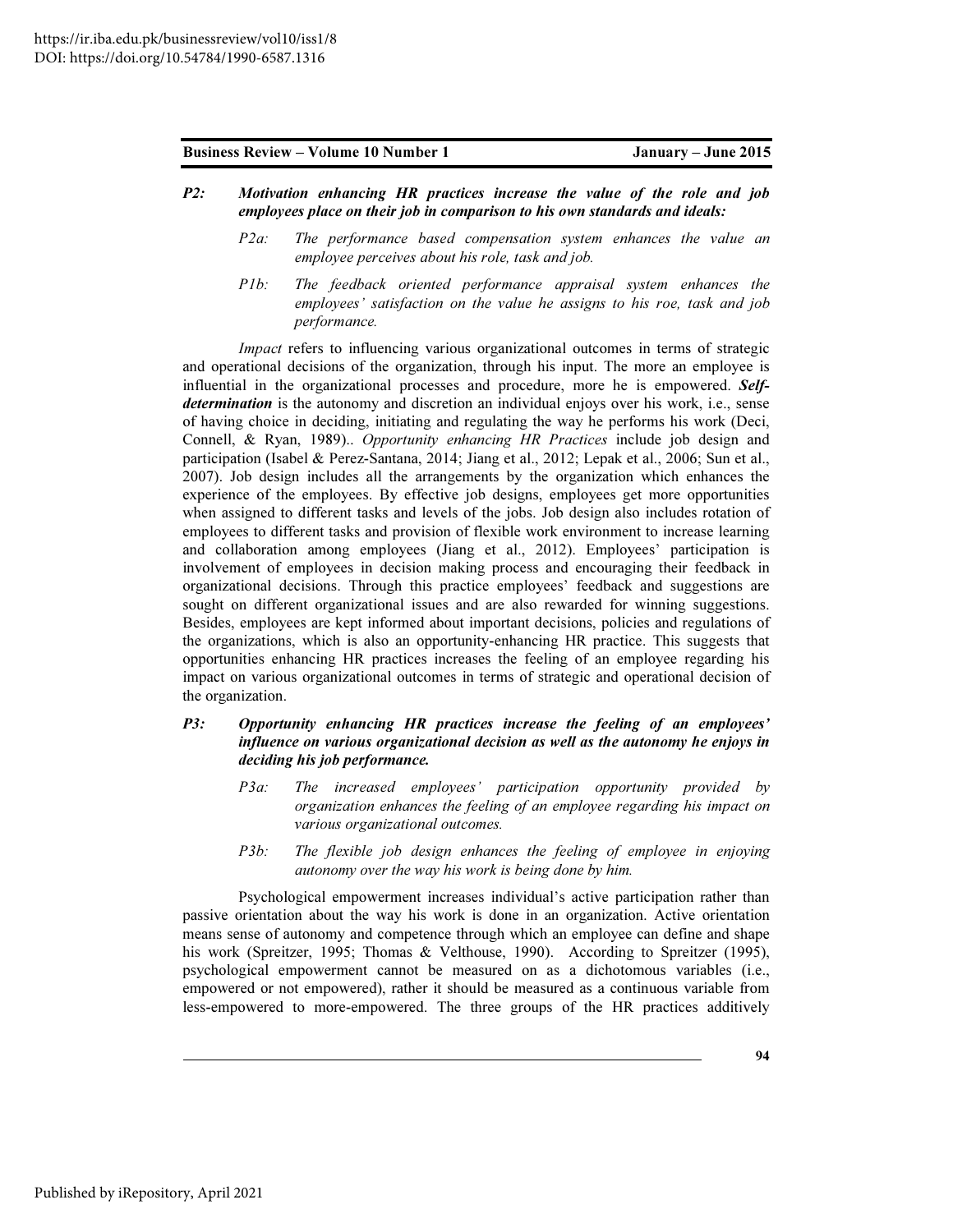***P2: Motivation enhancing HR practices increase the value of the role and job employees place on their job in comparison to his own standards and ideals:***

> *P2a: The performance based compensation system enhances the value an employee perceives about his role, task and job.*
>
> *P1b: The feedback oriented performance appraisal system enhances the employees' satisfaction on the value he assigns to his roe, task and job performance.*

*Impact* refers to influencing various organizational outcomes in terms of strategic and operational decisions of the organization, through his input. The more an employee is influential in the organizational processes and procedure, more he is empowered. ***Self-determination*** is the autonomy and discretion an individual enjoys over his work, i.e., sense of having choice in deciding, initiating and regulating the way he performs his work (Deci, Connell, & Ryan, 1989).. *Opportunity enhancing HR Practices* include job design and participation (Isabel & Perez-Santana, 2014; Jiang et al., 2012; Lepak et al., 2006; Sun et al., 2007). Job design includes all the arrangements by the organization which enhances the experience of the employees. By effective job designs, employees get more opportunities when assigned to different tasks and levels of the jobs. Job design also includes rotation of employees to different tasks and provision of flexible work environment to increase learning and collaboration among employees (Jiang et al., 2012). Employees' participation is involvement of employees in decision making process and encouraging their feedback in organizational decisions. Through this practice employees' feedback and suggestions are sought on different organizational issues and are also rewarded for winning suggestions. Besides, employees are kept informed about important decisions, policies and regulations of the organizations, which is also an opportunity-enhancing HR practice. This suggests that opportunities enhancing HR practices increases the feeling of an employee regarding his impact on various organizational outcomes in terms of strategic and operational decision of the organization.

***P3: Opportunity enhancing HR practices increase the feeling of an employees' influence on various organizational decision as well as the autonomy he enjoys in deciding his job performance.***

> *P3a: The increased employees' participation opportunity provided by organization enhances the feeling of an employee regarding his impact on various organizational outcomes.*
>
> *P3b: The flexible job design enhances the feeling of employee in enjoying autonomy over the way his work is being done by him.*

Psychological empowerment increases individual's active participation rather than passive orientation about the way his work is done in an organization. Active orientation means sense of autonomy and competence through which an employee can define and shape his work (Spreitzer, 1995; Thomas & Velthouse, 1990). According to Spreitzer (1995), psychological empowerment cannot be measured on as a dichotomous variables (i.e., empowered or not empowered), rather it should be measured as a continuous variable from less-empowered to more-empowered. The three groups of the HR practices additively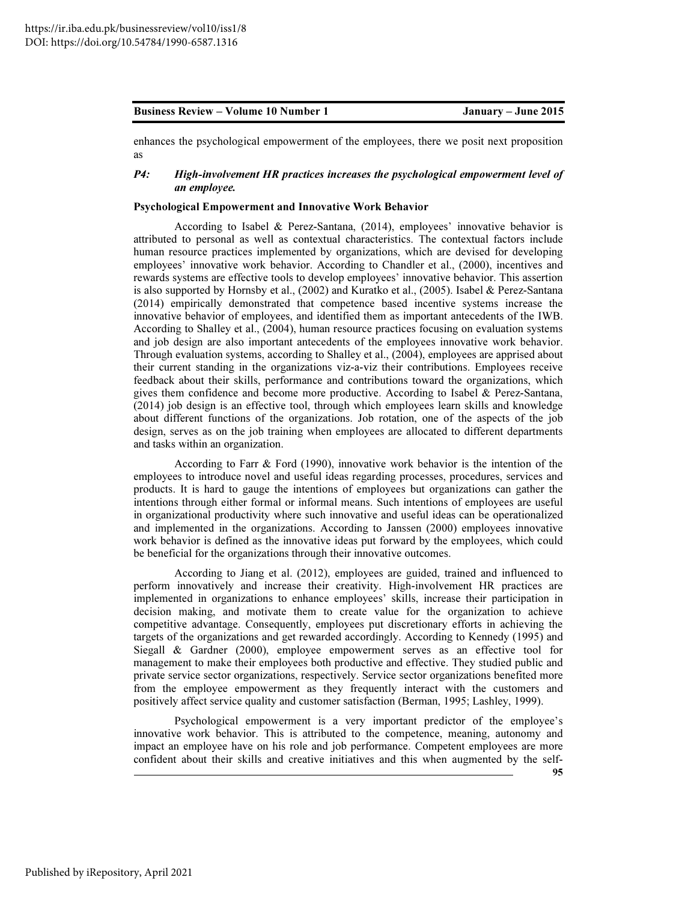enhances the psychological empowerment of the employees, there we posit next proposition as

***P4: High-involvement HR practices increases the psychological empowerment level of an employee.***

### Psychological Empowerment and Innovative Work Behavior

According to Isabel & Perez-Santana, (2014), employees' innovative behavior is attributed to personal as well as contextual characteristics. The contextual factors include human resource practices implemented by organizations, which are devised for developing employees' innovative work behavior. According to Chandler et al., (2000), incentives and rewards systems are effective tools to develop employees' innovative behavior. This assertion is also supported by Hornsby et al., (2002) and Kuratko et al., (2005). Isabel & Perez-Santana (2014) empirically demonstrated that competence based incentive systems increase the innovative behavior of employees, and identified them as important antecedents of the IWB. According to Shalley et al., (2004), human resource practices focusing on evaluation systems and job design are also important antecedents of the employees innovative work behavior. Through evaluation systems, according to Shalley et al., (2004), employees are apprised about their current standing in the organizations viz-a-viz their contributions. Employees receive feedback about their skills, performance and contributions toward the organizations, which gives them confidence and become more productive. According to Isabel & Perez-Santana, (2014) job design is an effective tool, through which employees learn skills and knowledge about different functions of the organizations. Job rotation, one of the aspects of the job design, serves as on the job training when employees are allocated to different departments and tasks within an organization.

According to Farr & Ford (1990), innovative work behavior is the intention of the employees to introduce novel and useful ideas regarding processes, procedures, services and products. It is hard to gauge the intentions of employees but organizations can gather the intentions through either formal or informal means. Such intentions of employees are useful in organizational productivity where such innovative and useful ideas can be operationalized and implemented in the organizations. According to Janssen (2000) employees innovative work behavior is defined as the innovative ideas put forward by the employees, which could be beneficial for the organizations through their innovative outcomes.

According to Jiang et al. (2012), employees are guided, trained and influenced to perform innovatively and increase their creativity. High-involvement HR practices are implemented in organizations to enhance employees' skills, increase their participation in decision making, and motivate them to create value for the organization to achieve competitive advantage. Consequently, employees put discretionary efforts in achieving the targets of the organizations and get rewarded accordingly. According to Kennedy (1995) and Siegall & Gardner (2000), employee empowerment serves as an effective tool for management to make their employees both productive and effective. They studied public and private service sector organizations, respectively. Service sector organizations benefited more from the employee empowerment as they frequently interact with the customers and positively affect service quality and customer satisfaction (Berman, 1995; Lashley, 1999).

Psychological empowerment is a very important predictor of the employee's innovative work behavior. This is attributed to the competence, meaning, autonomy and impact an employee have on his role and job performance. Competent employees are more confident about their skills and creative initiatives and this when augmented by the self-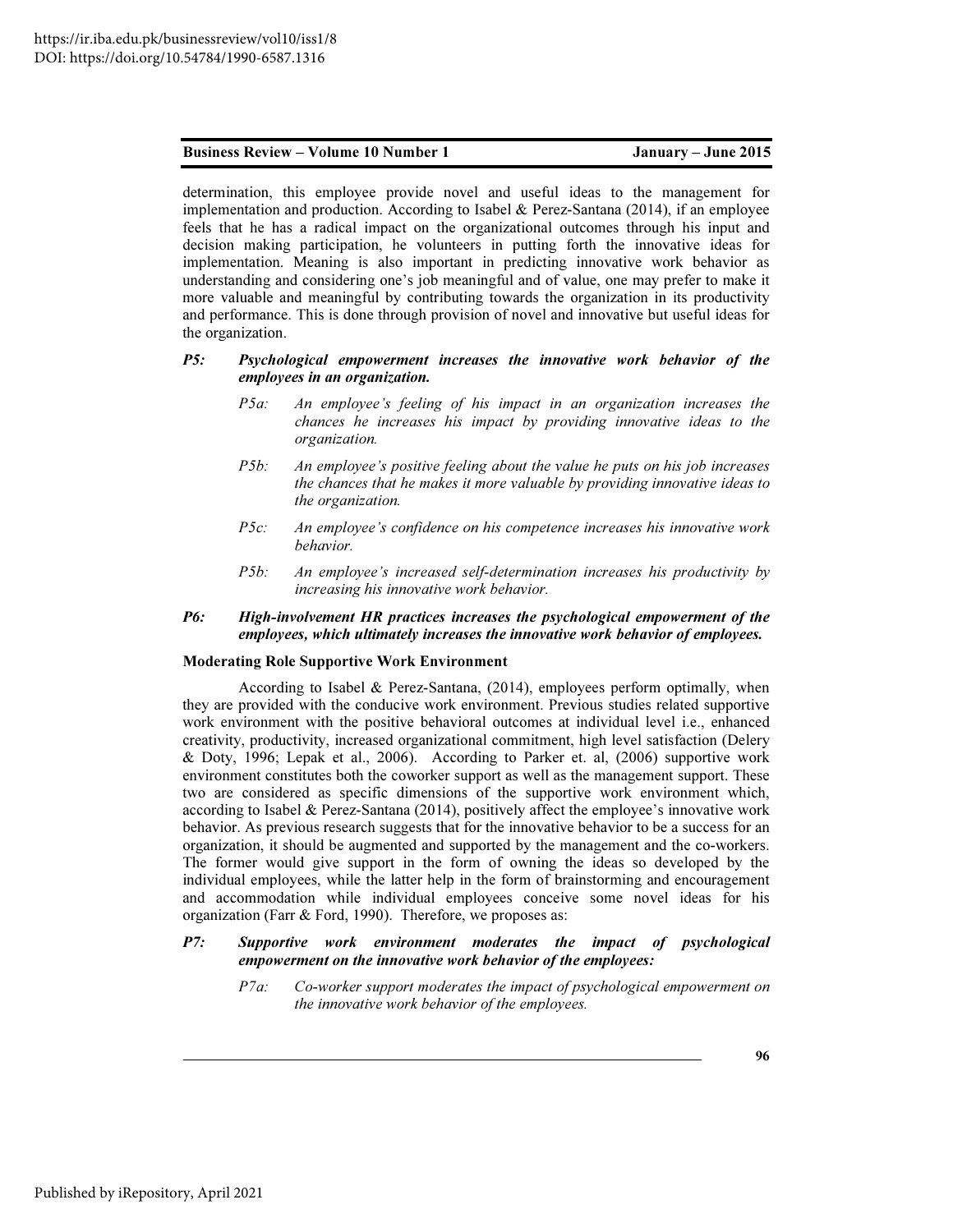determination, this employee provide novel and useful ideas to the management for implementation and production. According to Isabel & Perez-Santana (2014), if an employee feels that he has a radical impact on the organizational outcomes through his input and decision making participation, he volunteers in putting forth the innovative ideas for implementation. Meaning is also important in predicting innovative work behavior as understanding and considering one's job meaningful and of value, one may prefer to make it more valuable and meaningful by contributing towards the organization in its productivity and performance. This is done through provision of novel and innovative but useful ideas for the organization.

***P5: Psychological empowerment increases the innovative work behavior of the employees in an organization.***

- *P5a: An employee's feeling of his impact in an organization increases the chances he increases his impact by providing innovative ideas to the organization.*
- *P5b: An employee's positive feeling about the value he puts on his job increases the chances that he makes it more valuable by providing innovative ideas to the organization.*
- *P5c: An employee's confidence on his competence increases his innovative work behavior.*
- *P5b: An employee's increased self-determination increases his productivity by increasing his innovative work behavior.*

***P6: High-involvement HR practices increases the psychological empowerment of the employees, which ultimately increases the innovative work behavior of employees.***

**Moderating Role Supportive Work Environment**

According to Isabel & Perez-Santana, (2014), employees perform optimally, when they are provided with the conducive work environment. Previous studies related supportive work environment with the positive behavioral outcomes at individual level i.e., enhanced creativity, productivity, increased organizational commitment, high level satisfaction (Delery & Doty, 1996; Lepak et al., 2006). According to Parker et. al, (2006) supportive work environment constitutes both the coworker support as well as the management support. These two are considered as specific dimensions of the supportive work environment which, according to Isabel & Perez-Santana (2014), positively affect the employee's innovative work behavior. As previous research suggests that for the innovative behavior to be a success for an organization, it should be augmented and supported by the management and the co-workers. The former would give support in the form of owning the ideas so developed by the individual employees, while the latter help in the form of brainstorming and encouragement and accommodation while individual employees conceive some novel ideas for his organization (Farr & Ford, 1990). Therefore, we proposes as:

***P7: Supportive work environment moderates the impact of psychological empowerment on the innovative work behavior of the employees:***

- *P7a: Co-worker support moderates the impact of psychological empowerment on the innovative work behavior of the employees.*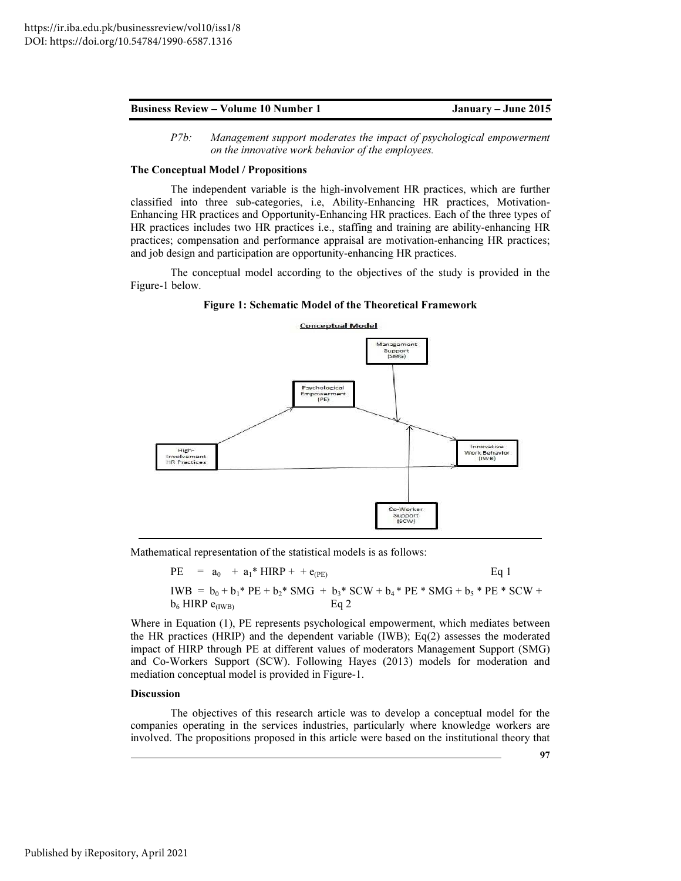*P7b: Management support moderates the impact of psychological empowerment on the innovative work behavior of the employees.*

**The Conceptual Model / Propositions**

The independent variable is the high-involvement HR practices, which are further classified into three sub-categories, i.e, Ability-Enhancing HR practices, Motivation-Enhancing HR practices and Opportunity-Enhancing HR practices. Each of the three types of HR practices includes two HR practices i.e., staffing and training are ability-enhancing HR practices; compensation and performance appraisal are motivation-enhancing HR practices; and job design and participation are opportunity-enhancing HR practices.

The conceptual model according to the objectives of the study is provided in the Figure-1 below.

**Figure 1: Schematic Model of the Theoretical Framework**

Mathematical representation of the statistical models is as follows:

$$PE = a_0 + a_1 * HIRP + + e_{(PE)} \quad \text{Eq 1}$$

$$IWB = b_0 + b_1 * PE + b_2 * SMG + b_3 * SCW + b_4 * PE * SMG + b_5 * PE * SCW + b_6 HIRP \; e_{(IWB)} \quad \text{Eq 2}$$

Where in Equation (1), PE represents psychological empowerment, which mediates between the HR practices (HRIP) and the dependent variable (IWB); Eq(2) assesses the moderated impact of HIRP through PE at different values of moderators Management Support (SMG) and Co-Workers Support (SCW). Following Hayes (2013) models for moderation and mediation conceptual model is provided in Figure-1.

**Discussion**

The objectives of this research article was to develop a conceptual model for the companies operating in the services industries, particularly where knowledge workers are involved. The propositions proposed in this article were based on the institutional theory that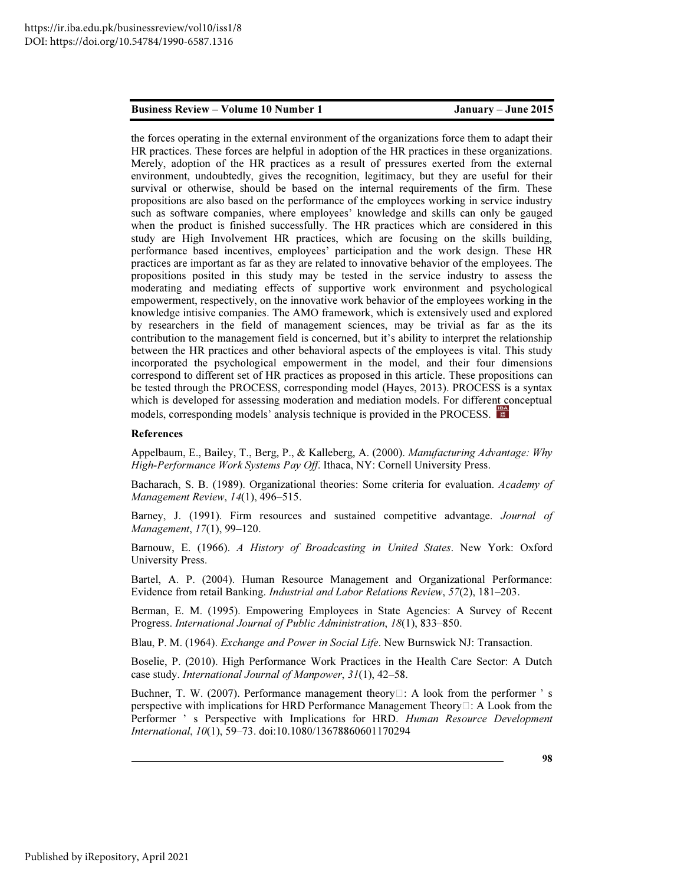the forces operating in the external environment of the organizations force them to adapt their HR practices. These forces are helpful in adoption of the HR practices in these organizations. Merely, adoption of the HR practices as a result of pressures exerted from the external environment, undoubtedly, gives the recognition, legitimacy, but they are useful for their survival or otherwise, should be based on the internal requirements of the firm. These propositions are also based on the performance of the employees working in service industry such as software companies, where employees' knowledge and skills can only be gauged when the product is finished successfully. The HR practices which are considered in this study are High Involvement HR practices, which are focusing on the skills building, performance based incentives, employees' participation and the work design. These HR practices are important as far as they are related to innovative behavior of the employees. The propositions posited in this study may be tested in the service industry to assess the moderating and mediating effects of supportive work environment and psychological empowerment, respectively, on the innovative work behavior of the employees working in the knowledge intisive companies. The AMO framework, which is extensively used and explored by researchers in the field of management sciences, may be trivial as far as the its contribution to the management field is concerned, but it's ability to interpret the relationship between the HR practices and other behavioral aspects of the employees is vital. This study incorporated the psychological empowerment in the model, and their four dimensions correspond to different set of HR practices as proposed in this article. These propositions can be tested through the PROCESS, corresponding model (Hayes, 2013). PROCESS is a syntax which is developed for assessing moderation and mediation models. For different conceptual models, corresponding models' analysis technique is provided in the PROCESS.

## References

Appelbaum, E., Bailey, T., Berg, P., & Kalleberg, A. (2000). *Manufacturing Advantage: Why High-Performance Work Systems Pay Off*. Ithaca, NY: Cornell University Press.

Bacharach, S. B. (1989). Organizational theories: Some criteria for evaluation. *Academy of Management Review*, *14*(1), 496–515.

Barney, J. (1991). Firm resources and sustained competitive advantage. *Journal of Management*, *17*(1), 99–120.

Barnouw, E. (1966). *A History of Broadcasting in United States*. New York: Oxford University Press.

Bartel, A. P. (2004). Human Resource Management and Organizational Performance: Evidence from retail Banking. *Industrial and Labor Relations Review*, *57*(2), 181–203.

Berman, E. M. (1995). Empowering Employees in State Agencies: A Survey of Recent Progress. *International Journal of Public Administration*, *18*(1), 833–850.

Blau, P. M. (1964). *Exchange and Power in Social Life*. New Burnswick NJ: Transaction.

Boselie, P. (2010). High Performance Work Practices in the Health Care Sector: A Dutch case study. *International Journal of Manpower*, *31*(1), 42–58.

Buchner, T. W. (2007). Performance management theory□: A look from the performer ' s perspective with implications for HRD Performance Management Theory□: A Look from the Performer ' s Perspective with Implications for HRD. *Human Resource Development International*, *10*(1), 59–73. doi:10.1080/13678860601170294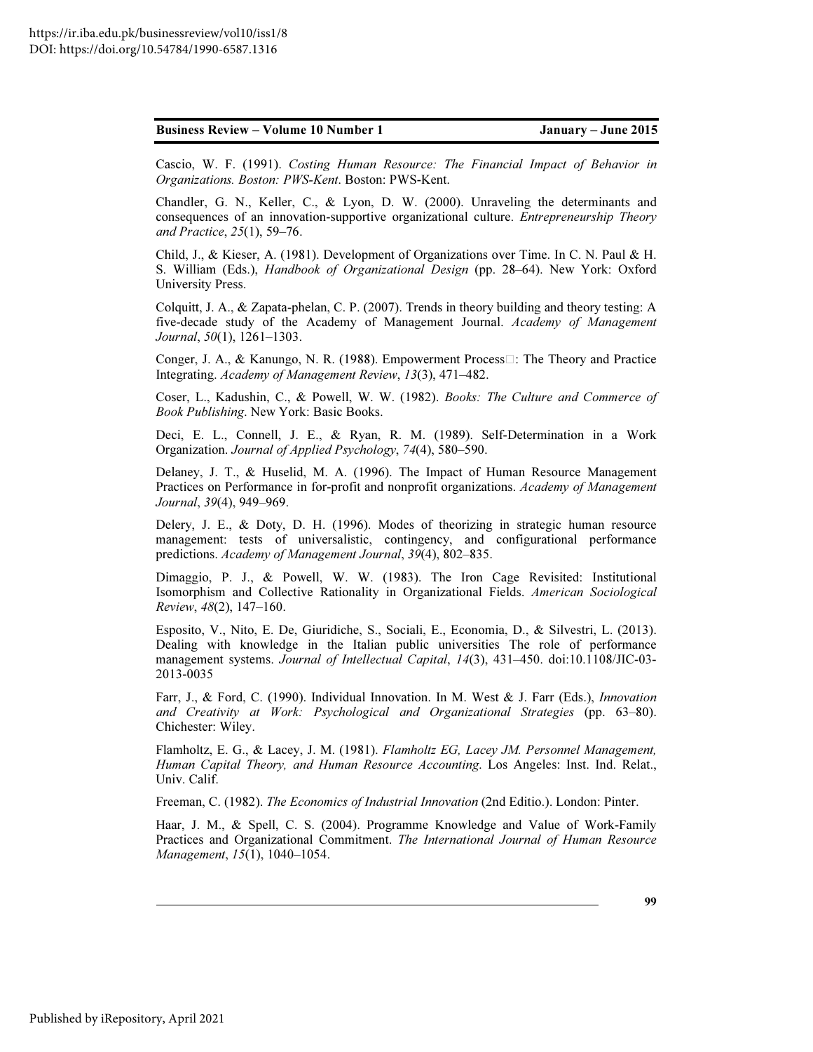Cascio, W. F. (1991). *Costing Human Resource: The Financial Impact of Behavior in Organizations. Boston: PWS-Kent*. Boston: PWS-Kent.

Chandler, G. N., Keller, C., & Lyon, D. W. (2000). Unraveling the determinants and consequences of an innovation-supportive organizational culture. *Entrepreneurship Theory and Practice*, *25*(1), 59–76.

Child, J., & Kieser, A. (1981). Development of Organizations over Time. In C. N. Paul & H. S. William (Eds.), *Handbook of Organizational Design* (pp. 28–64). New York: Oxford University Press.

Colquitt, J. A., & Zapata-phelan, C. P. (2007). Trends in theory building and theory testing: A five-decade study of the Academy of Management Journal. *Academy of Management Journal*, *50*(1), 1261–1303.

Conger, J. A., & Kanungo, N. R. (1988). Empowerment Process□: The Theory and Practice Integrating. *Academy of Management Review*, *13*(3), 471–482.

Coser, L., Kadushin, C., & Powell, W. W. (1982). *Books: The Culture and Commerce of Book Publishing*. New York: Basic Books.

Deci, E. L., Connell, J. E., & Ryan, R. M. (1989). Self-Determination in a Work Organization. *Journal of Applied Psychology*, *74*(4), 580–590.

Delaney, J. T., & Huselid, M. A. (1996). The Impact of Human Resource Management Practices on Performance in for-profit and nonprofit organizations. *Academy of Management Journal*, *39*(4), 949–969.

Delery, J. E., & Doty, D. H. (1996). Modes of theorizing in strategic human resource management: tests of universalistic, contingency, and configurational performance predictions. *Academy of Management Journal*, *39*(4), 802–835.

Dimaggio, P. J., & Powell, W. W. (1983). The Iron Cage Revisited: Institutional Isomorphism and Collective Rationality in Organizational Fields. *American Sociological Review*, *48*(2), 147–160.

Esposito, V., Nito, E. De, Giuridiche, S., Sociali, E., Economia, D., & Silvestri, L. (2013). Dealing with knowledge in the Italian public universities The role of performance management systems. *Journal of Intellectual Capital*, *14*(3), 431–450. doi:10.1108/JIC-03-2013-0035

Farr, J., & Ford, C. (1990). Individual Innovation. In M. West & J. Farr (Eds.), *Innovation and Creativity at Work: Psychological and Organizational Strategies* (pp. 63–80). Chichester: Wiley.

Flamholtz, E. G., & Lacey, J. M. (1981). *Flamholtz EG, Lacey JM. Personnel Management, Human Capital Theory, and Human Resource Accounting*. Los Angeles: Inst. Ind. Relat., Univ. Calif.

Freeman, C. (1982). *The Economics of Industrial Innovation* (2nd Editio.). London: Pinter.

Haar, J. M., & Spell, C. S. (2004). Programme Knowledge and Value of Work-Family Practices and Organizational Commitment. *The International Journal of Human Resource Management*, *15*(1), 1040–1054.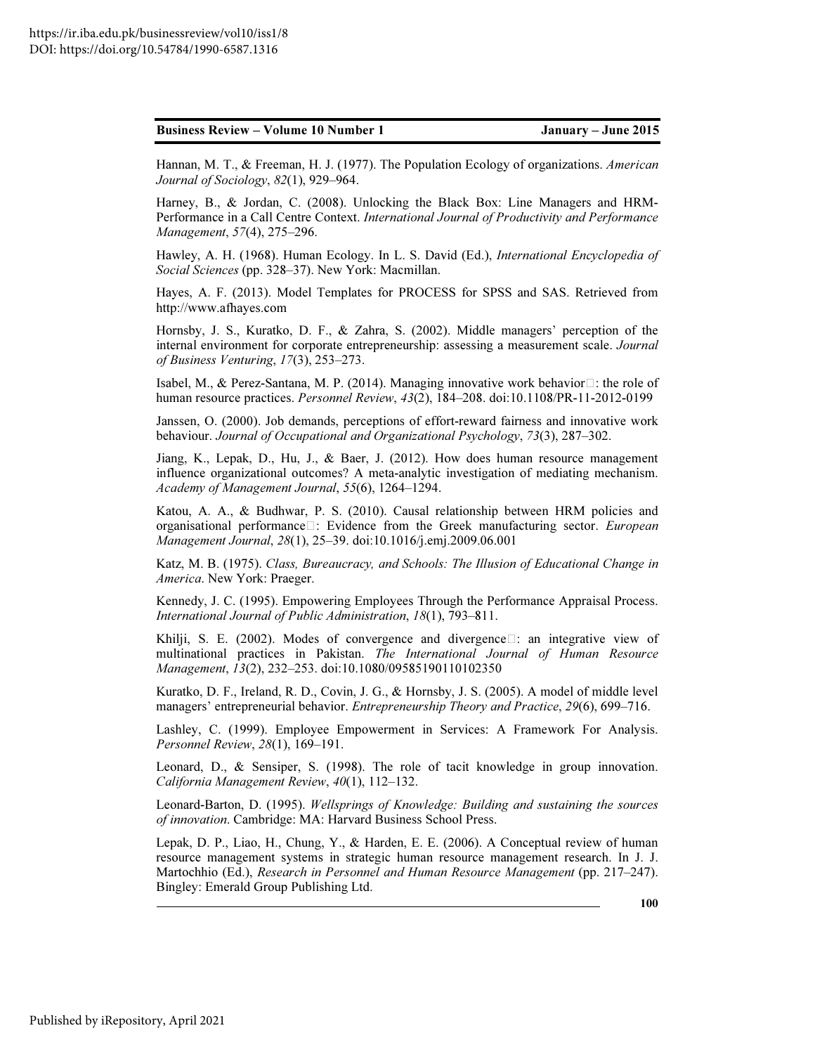Hannan, M. T., & Freeman, H. J. (1977). The Population Ecology of organizations. *American Journal of Sociology*, *82*(1), 929–964.

Harney, B., & Jordan, C. (2008). Unlocking the Black Box: Line Managers and HRM-Performance in a Call Centre Context. *International Journal of Productivity and Performance Management*, *57*(4), 275–296.

Hawley, A. H. (1968). Human Ecology. In L. S. David (Ed.), *International Encyclopedia of Social Sciences* (pp. 328–37). New York: Macmillan.

Hayes, A. F. (2013). Model Templates for PROCESS for SPSS and SAS. Retrieved from http://www.afhayes.com

Hornsby, J. S., Kuratko, D. F., & Zahra, S. (2002). Middle managers' perception of the internal environment for corporate entrepreneurship: assessing a measurement scale. *Journal of Business Venturing*, *17*(3), 253–273.

Isabel, M., & Perez-Santana, M. P. (2014). Managing innovative work behavior : the role of human resource practices. *Personnel Review*, *43*(2), 184–208. doi:10.1108/PR-11-2012-0199

Janssen, O. (2000). Job demands, perceptions of effort-reward fairness and innovative work behaviour. *Journal of Occupational and Organizational Psychology*, *73*(3), 287–302.

Jiang, K., Lepak, D., Hu, J., & Baer, J. (2012). How does human resource management influence organizational outcomes? A meta-analytic investigation of mediating mechanism. *Academy of Management Journal*, *55*(6), 1264–1294.

Katou, A. A., & Budhwar, P. S. (2010). Causal relationship between HRM policies and organisational performance : Evidence from the Greek manufacturing sector. *European Management Journal*, *28*(1), 25–39. doi:10.1016/j.emj.2009.06.001

Katz, M. B. (1975). *Class, Bureaucracy, and Schools: The Illusion of Educational Change in America*. New York: Praeger.

Kennedy, J. C. (1995). Empowering Employees Through the Performance Appraisal Process. *International Journal of Public Administration*, *18*(1), 793–811.

Khilji, S. E. (2002). Modes of convergence and divergence : an integrative view of multinational practices in Pakistan. *The International Journal of Human Resource Management*, *13*(2), 232–253. doi:10.1080/09585190110102350

Kuratko, D. F., Ireland, R. D., Covin, J. G., & Hornsby, J. S. (2005). A model of middle level managers' entrepreneurial behavior. *Entrepreneurship Theory and Practice*, *29*(6), 699–716.

Lashley, C. (1999). Employee Empowerment in Services: A Framework For Analysis. *Personnel Review*, *28*(1), 169–191.

Leonard, D., & Sensiper, S. (1998). The role of tacit knowledge in group innovation. *California Management Review*, *40*(1), 112–132.

Leonard-Barton, D. (1995). *Wellsprings of Knowledge: Building and sustaining the sources of innovation*. Cambridge: MA: Harvard Business School Press.

Lepak, D. P., Liao, H., Chung, Y., & Harden, E. E. (2006). A Conceptual review of human resource management systems in strategic human resource management research. In J. J. Martochhio (Ed.), *Research in Personnel and Human Resource Management* (pp. 217–247). Bingley: Emerald Group Publishing Ltd.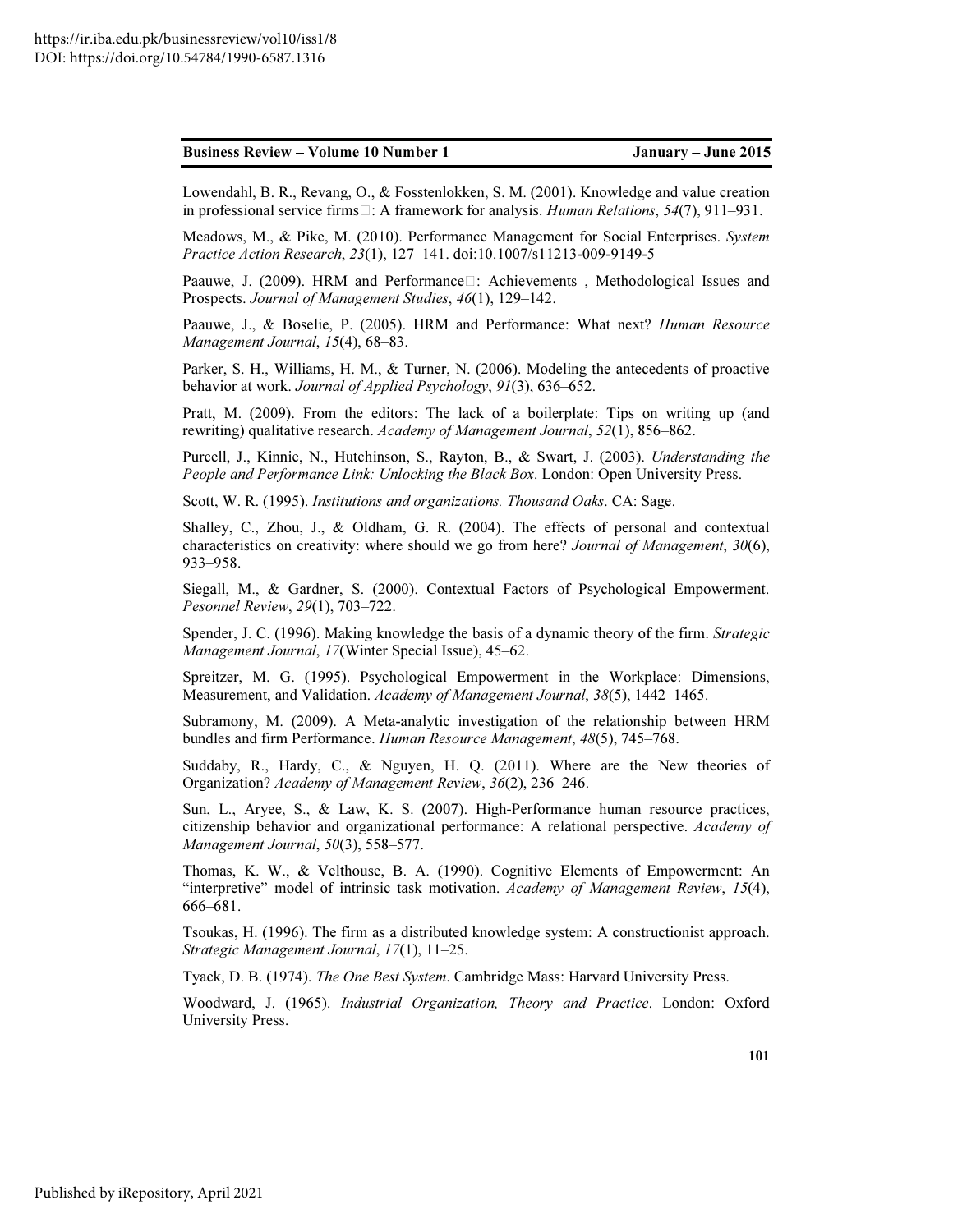Lowendahl, B. R., Revang, O., & Fosstenlokken, S. M. (2001). Knowledge and value creation in professional service firms□: A framework for analysis. *Human Relations*, *54*(7), 911–931.

Meadows, M., & Pike, M. (2010). Performance Management for Social Enterprises. *System Practice Action Research*, *23*(1), 127–141. doi:10.1007/s11213-009-9149-5

Paauwe, J. (2009). HRM and Performance□: Achievements , Methodological Issues and Prospects. *Journal of Management Studies*, *46*(1), 129–142.

Paauwe, J., & Boselie, P. (2005). HRM and Performance: What next? *Human Resource Management Journal*, *15*(4), 68–83.

Parker, S. H., Williams, H. M., & Turner, N. (2006). Modeling the antecedents of proactive behavior at work. *Journal of Applied Psychology*, *91*(3), 636–652.

Pratt, M. (2009). From the editors: The lack of a boilerplate: Tips on writing up (and rewriting) qualitative research. *Academy of Management Journal*, *52*(1), 856–862.

Purcell, J., Kinnie, N., Hutchinson, S., Rayton, B., & Swart, J. (2003). *Understanding the People and Performance Link: Unlocking the Black Box*. London: Open University Press.

Scott, W. R. (1995). *Institutions and organizations. Thousand Oaks*. CA: Sage.

Shalley, C., Zhou, J., & Oldham, G. R. (2004). The effects of personal and contextual characteristics on creativity: where should we go from here? *Journal of Management*, *30*(6), 933–958.

Siegall, M., & Gardner, S. (2000). Contextual Factors of Psychological Empowerment. *Pesonnel Review*, *29*(1), 703–722.

Spender, J. C. (1996). Making knowledge the basis of a dynamic theory of the firm. *Strategic Management Journal*, *17*(Winter Special Issue), 45–62.

Spreitzer, M. G. (1995). Psychological Empowerment in the Workplace: Dimensions, Measurement, and Validation. *Academy of Management Journal*, *38*(5), 1442–1465.

Subramony, M. (2009). A Meta-analytic investigation of the relationship between HRM bundles and firm Performance. *Human Resource Management*, *48*(5), 745–768.

Suddaby, R., Hardy, C., & Nguyen, H. Q. (2011). Where are the New theories of Organization? *Academy of Management Review*, *36*(2), 236–246.

Sun, L., Aryee, S., & Law, K. S. (2007). High-Performance human resource practices, citizenship behavior and organizational performance: A relational perspective. *Academy of Management Journal*, *50*(3), 558–577.

Thomas, K. W., & Velthouse, B. A. (1990). Cognitive Elements of Empowerment: An "interpretive" model of intrinsic task motivation. *Academy of Management Review*, *15*(4), 666–681.

Tsoukas, H. (1996). The firm as a distributed knowledge system: A constructionist approach. *Strategic Management Journal*, *17*(1), 11–25.

Tyack, D. B. (1974). *The One Best System*. Cambridge Mass: Harvard University Press.

Woodward, J. (1965). *Industrial Organization, Theory and Practice*. London: Oxford University Press.